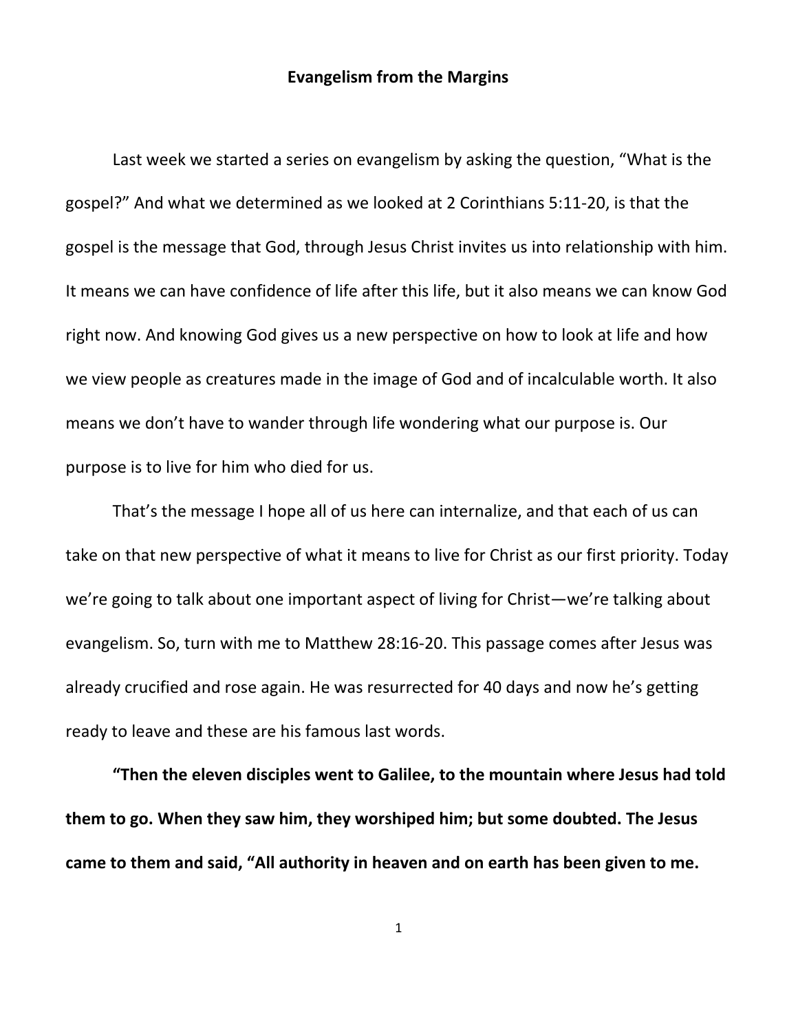**Evangelism from the Margins**

Last week we started a series on evangelism by asking the question, "What is the gospel?" And what we determined as we looked at 2 Corinthians 5:11-20, is that the gospel is the message that God, through Jesus Christ invites us into relationship with him. It means we can have confidence of life after this life, but it also means we can know God right now. And knowing God gives us a new perspective on how to look at life and how we view people as creatures made in the image of God and of incalculable worth. It also means we don't have to wander through life wondering what our purpose is. Our purpose is to live for him who died for us.

That's the message I hope all of us here can internalize, and that each of us can take on that new perspective of what it means to live for Christ as our first priority. Today we're going to talk about one important aspect of living for Christ—we're talking about evangelism. So, turn with me to Matthew 28:16-20. This passage comes after Jesus was already crucified and rose again. He was resurrected for 40 days and now he's getting ready to leave and these are his famous last words.

**"Then the eleven disciples went to Galilee, to the mountain where Jesus had told them to go. When they saw him, they worshiped him; but some doubted. The Jesus came to them and said, "All authority in heaven and on earth has been given to me.**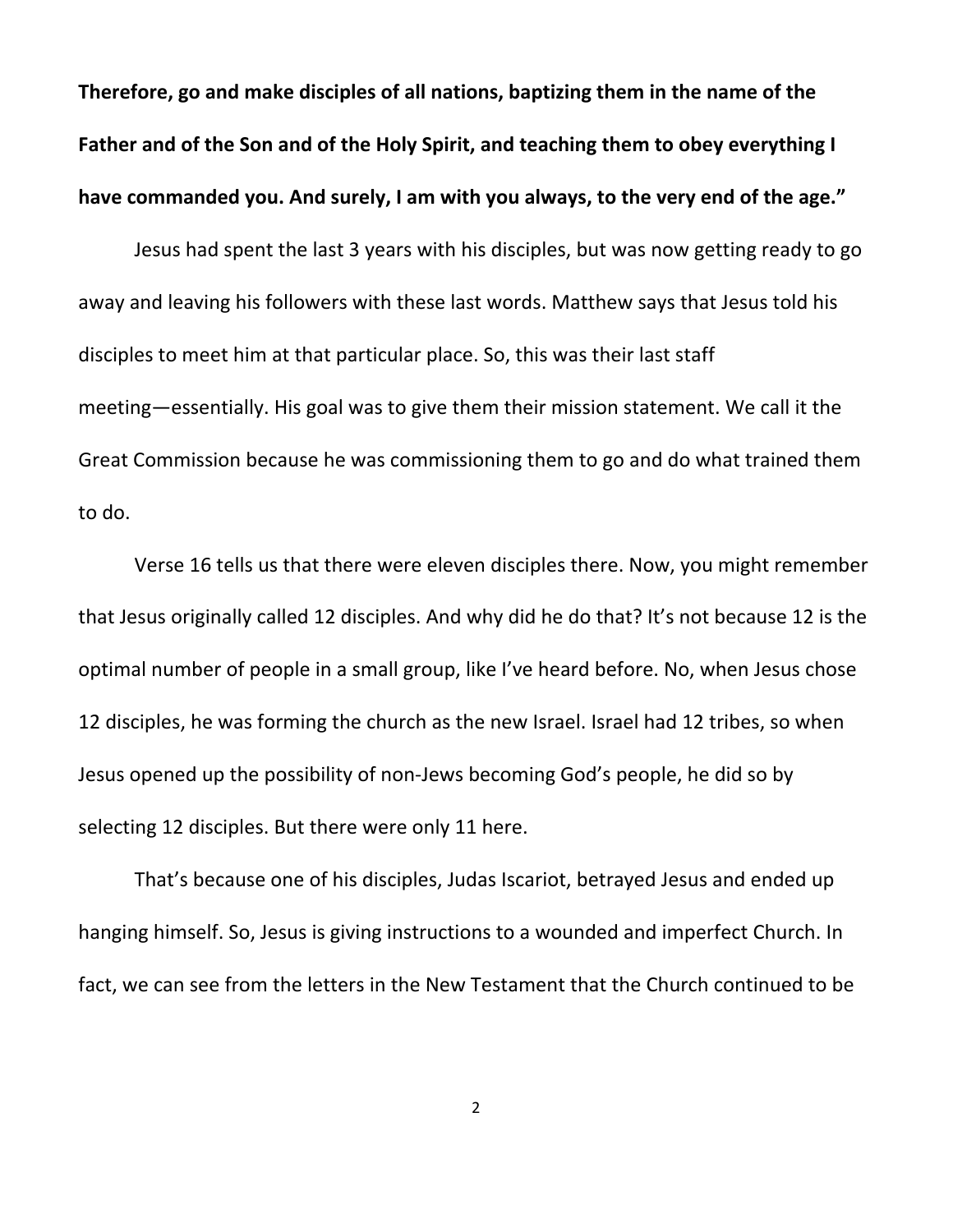**Therefore, go and make disciples of all nations, baptizing them in the name of the Father and of the Son and of the Holy Spirit, and teaching them to obey everything I have commanded you. And surely, I am with you always, to the very end of the age."**

Jesus had spent the last 3 years with his disciples, but was now getting ready to go away and leaving his followers with these last words. Matthew says that Jesus told his disciples to meet him at that particular place. So, this was their last staff meeting—essentially. His goal was to give them their mission statement. We call it the Great Commission because he was commissioning them to go and do what trained them to do.

Verse 16 tells us that there were eleven disciples there. Now, you might remember that Jesus originally called 12 disciples. And why did he do that? It's not because 12 is the optimal number of people in a small group, like I've heard before. No, when Jesus chose 12 disciples, he was forming the church as the new Israel. Israel had 12 tribes, so when Jesus opened up the possibility of non-Jews becoming God's people, he did so by selecting 12 disciples. But there were only 11 here.

That's because one of his disciples, Judas Iscariot, betrayed Jesus and ended up hanging himself. So, Jesus is giving instructions to a wounded and imperfect Church. In fact, we can see from the letters in the New Testament that the Church continued to be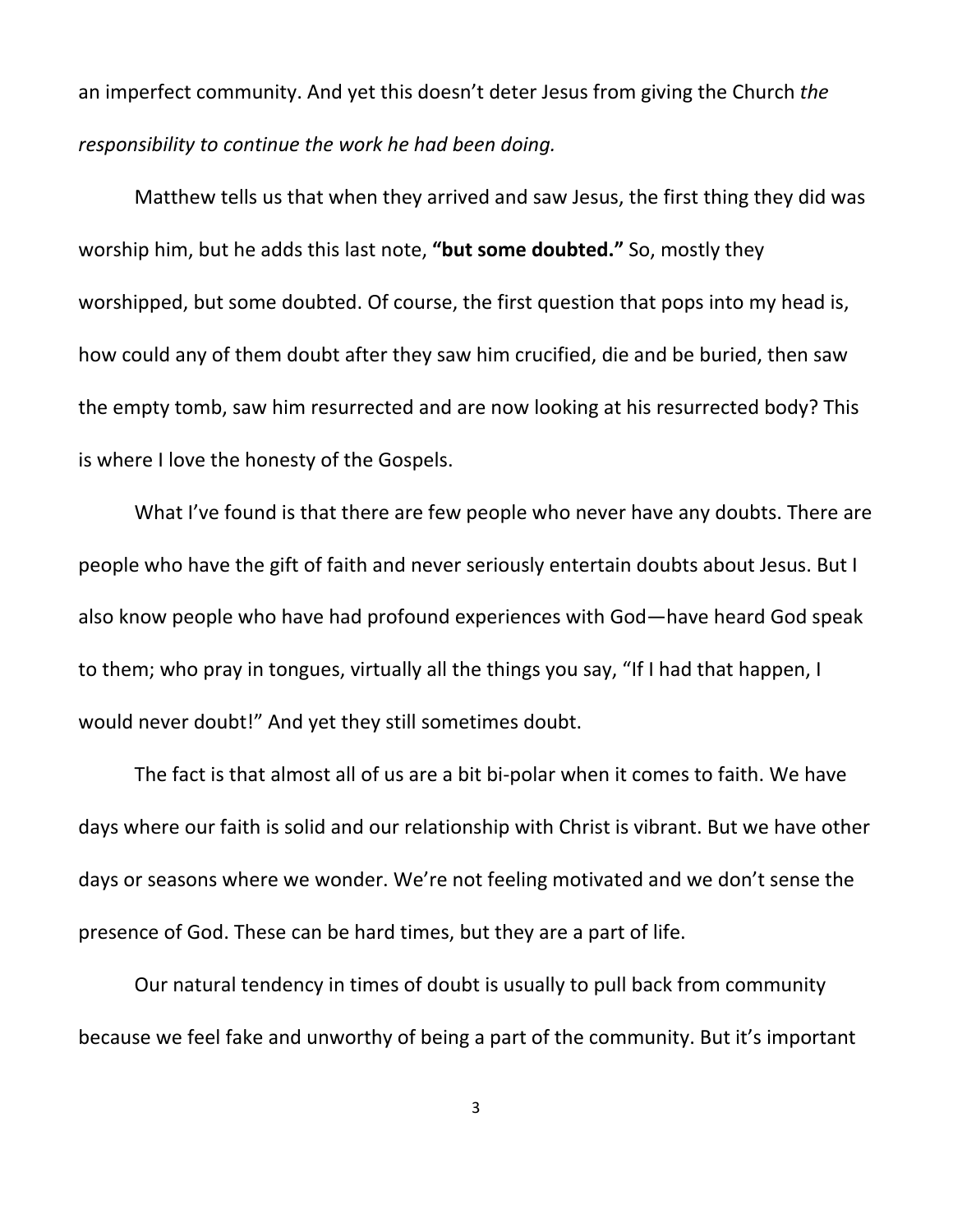an imperfect community. And yet this doesn't deter Jesus from giving the Church *the responsibility to continue the work he had been doing.*

Matthew tells us that when they arrived and saw Jesus, the first thing they did was worship him, but he adds this last note, **"but some doubted."** So, mostly they worshipped, but some doubted. Of course, the first question that pops into my head is, how could any of them doubt after they saw him crucified, die and be buried, then saw the empty tomb, saw him resurrected and are now looking at his resurrected body? This is where I love the honesty of the Gospels.

What I've found is that there are few people who never have any doubts. There are people who have the gift of faith and never seriously entertain doubts about Jesus. But I also know people who have had profound experiences with God—have heard God speak to them; who pray in tongues, virtually all the things you say, "If I had that happen, I would never doubt!" And yet they still sometimes doubt.

The fact is that almost all of us are a bit bi-polar when it comes to faith. We have days where our faith is solid and our relationship with Christ is vibrant. But we have other days or seasons where we wonder. We're not feeling motivated and we don't sense the presence of God. These can be hard times, but they are a part of life.

Our natural tendency in times of doubt is usually to pull back from community because we feel fake and unworthy of being a part of the community. But it's important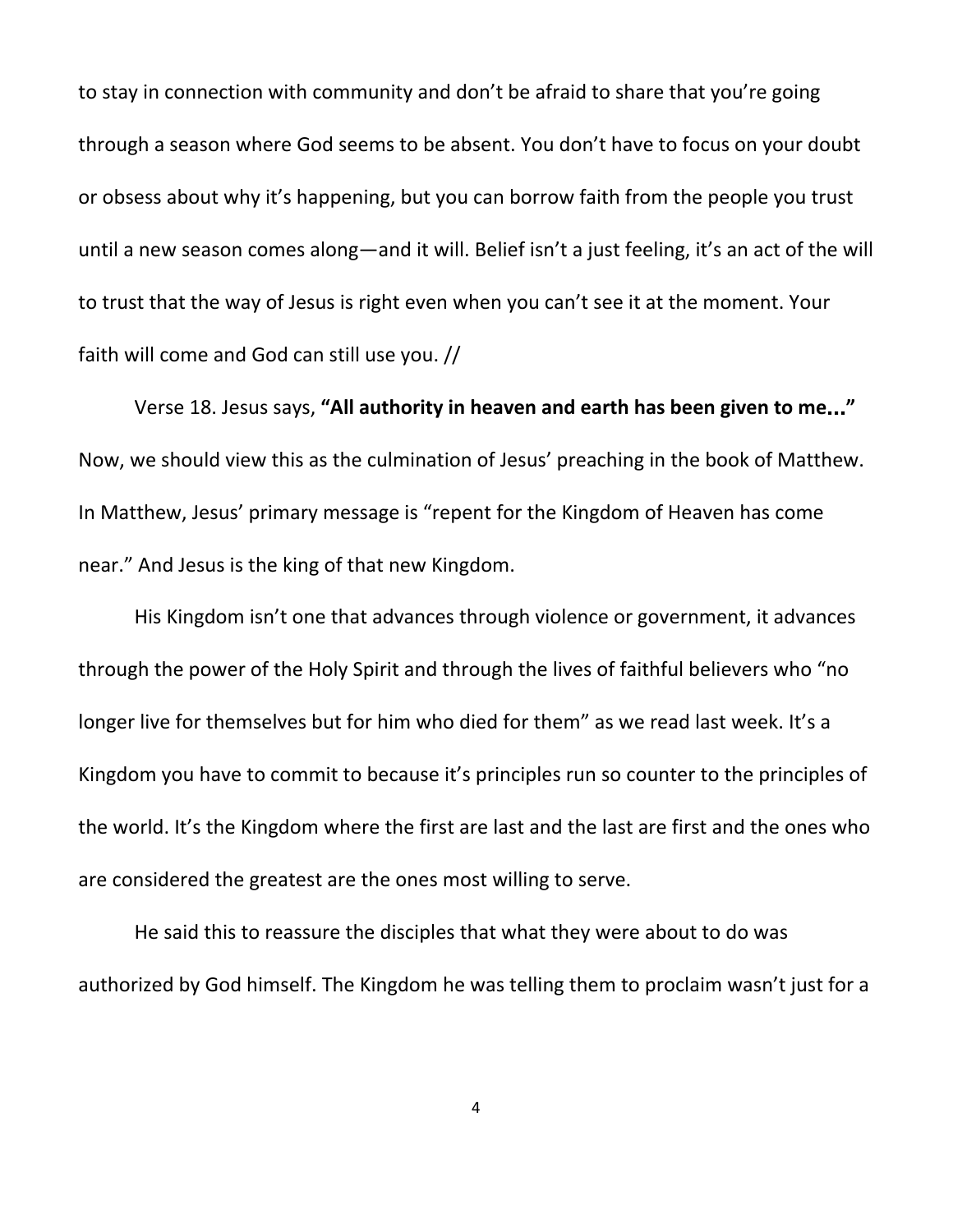to stay in connection with community and don't be afraid to share that you're going through a season where God seems to be absent. You don't have to focus on your doubt or obsess about why it's happening, but you can borrow faith from the people you trust until a new season comes along—and it will. Belief isn't a just feeling, it's an act of the will to trust that the way of Jesus is right even when you can't see it at the moment. Your faith will come and God can still use you. //

Verse 18. Jesus says, **"All authority in heaven and earth has been given to me..."** Now, we should view this as the culmination of Jesus' preaching in the book of Matthew. In Matthew, Jesus' primary message is "repent for the Kingdom of Heaven has come near." And Jesus is the king of that new Kingdom.

His Kingdom isn't one that advances through violence or government, it advances through the power of the Holy Spirit and through the lives of faithful believers who "no longer live for themselves but for him who died for them" as we read last week. It's a Kingdom you have to commit to because it's principles run so counter to the principles of the world. It's the Kingdom where the first are last and the last are first and the ones who are considered the greatest are the ones most willing to serve.

He said this to reassure the disciples that what they were about to do was authorized by God himself. The Kingdom he was telling them to proclaim wasn't just for a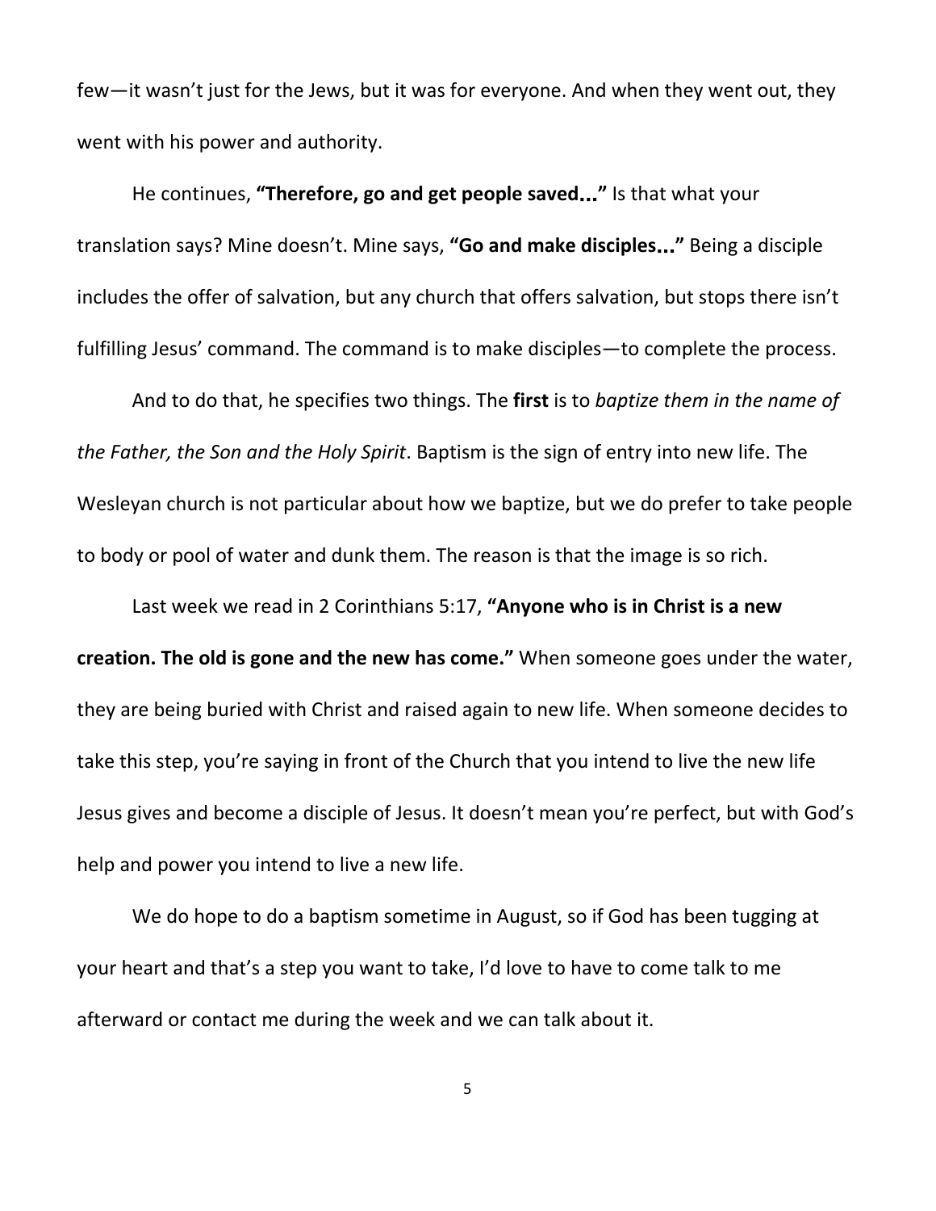few—it wasn't just for the Jews, but it was for everyone. And when they went out, they went with his power and authority.

He continues, **"Therefore, go and get people saved..."** Is that what your translation says? Mine doesn't. Mine says, **"Go and make disciples..."** Being a disciple includes the offer of salvation, but any church that offers salvation, but stops there isn't fulfilling Jesus' command. The command is to make disciples—to complete the process.

And to do that, he specifies two things. The **first** is to *baptize them in the name of the Father, the Son and the Holy Spirit*. Baptism is the sign of entry into new life. The Wesleyan church is not particular about how we baptize, but we do prefer to take people to body or pool of water and dunk them. The reason is that the image is so rich.

Last week we read in 2 Corinthians 5:17, **"Anyone who is in Christ is a new creation. The old is gone and the new has come."** When someone goes under the water, they are being buried with Christ and raised again to new life. When someone decides to take this step, you're saying in front of the Church that you intend to live the new life Jesus gives and become a disciple of Jesus. It doesn't mean you're perfect, but with God's help and power you intend to live a new life.

We do hope to do a baptism sometime in August, so if God has been tugging at your heart and that's a step you want to take, I'd love to have to come talk to me afterward or contact me during the week and we can talk about it.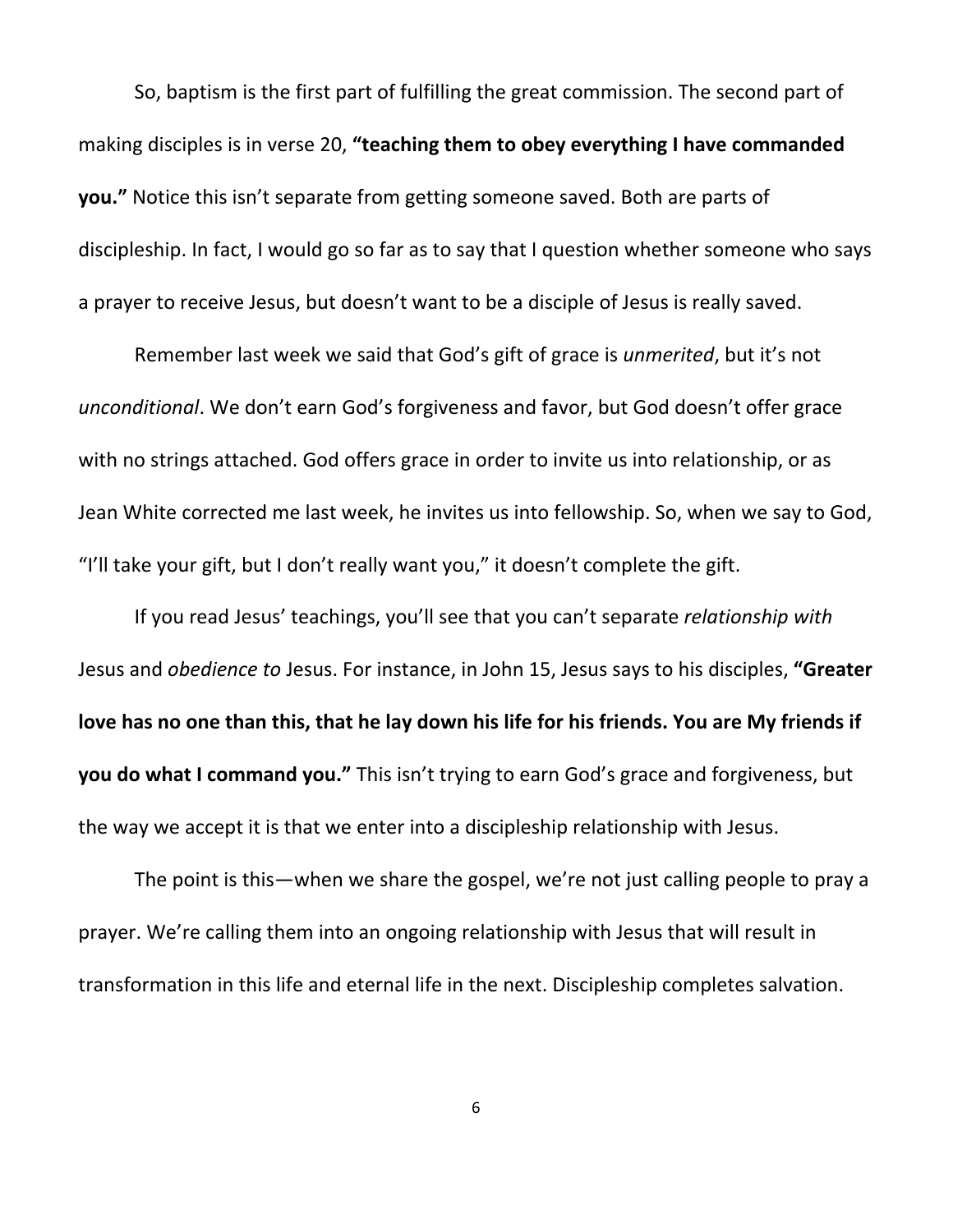So, baptism is the first part of fulfilling the great commission. The second part of making disciples is in verse 20, **"teaching them to obey everything I have commanded you."** Notice this isn't separate from getting someone saved. Both are parts of discipleship. In fact, I would go so far as to say that I question whether someone who says a prayer to receive Jesus, but doesn't want to be a disciple of Jesus is really saved.

Remember last week we said that God's gift of grace is *unmerited*, but it's not *unconditional*. We don't earn God's forgiveness and favor, but God doesn't offer grace with no strings attached. God offers grace in order to invite us into relationship, or as Jean White corrected me last week, he invites us into fellowship. So, when we say to God, "I'll take your gift, but I don't really want you," it doesn't complete the gift.

If you read Jesus' teachings, you'll see that you can't separate *relationship with* Jesus and *obedience to* Jesus. For instance, in John 15, Jesus says to his disciples, **"Greater love has no one than this, that he lay down his life for his friends. You are My friends if you do what I command you."** This isn't trying to earn God's grace and forgiveness, but the way we accept it is that we enter into a discipleship relationship with Jesus.

The point is this—when we share the gospel, we're not just calling people to pray a prayer. We're calling them into an ongoing relationship with Jesus that will result in transformation in this life and eternal life in the next. Discipleship completes salvation.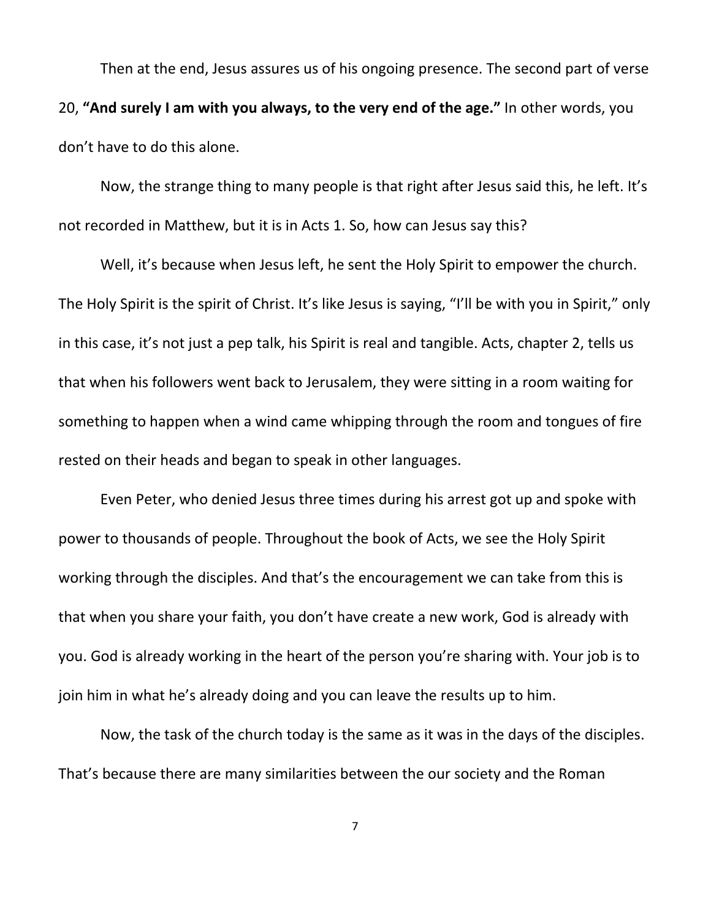Then at the end, Jesus assures us of his ongoing presence. The second part of verse 20, **"And surely I am with you always, to the very end of the age."** In other words, you don't have to do this alone.

Now, the strange thing to many people is that right after Jesus said this, he left. It's not recorded in Matthew, but it is in Acts 1. So, how can Jesus say this?

Well, it's because when Jesus left, he sent the Holy Spirit to empower the church. The Holy Spirit is the spirit of Christ. It's like Jesus is saying, "I'll be with you in Spirit," only in this case, it's not just a pep talk, his Spirit is real and tangible. Acts, chapter 2, tells us that when his followers went back to Jerusalem, they were sitting in a room waiting for something to happen when a wind came whipping through the room and tongues of fire rested on their heads and began to speak in other languages.

Even Peter, who denied Jesus three times during his arrest got up and spoke with power to thousands of people. Throughout the book of Acts, we see the Holy Spirit working through the disciples. And that's the encouragement we can take from this is that when you share your faith, you don't have create a new work, God is already with you. God is already working in the heart of the person you're sharing with. Your job is to join him in what he's already doing and you can leave the results up to him.

Now, the task of the church today is the same as it was in the days of the disciples. That's because there are many similarities between the our society and the Roman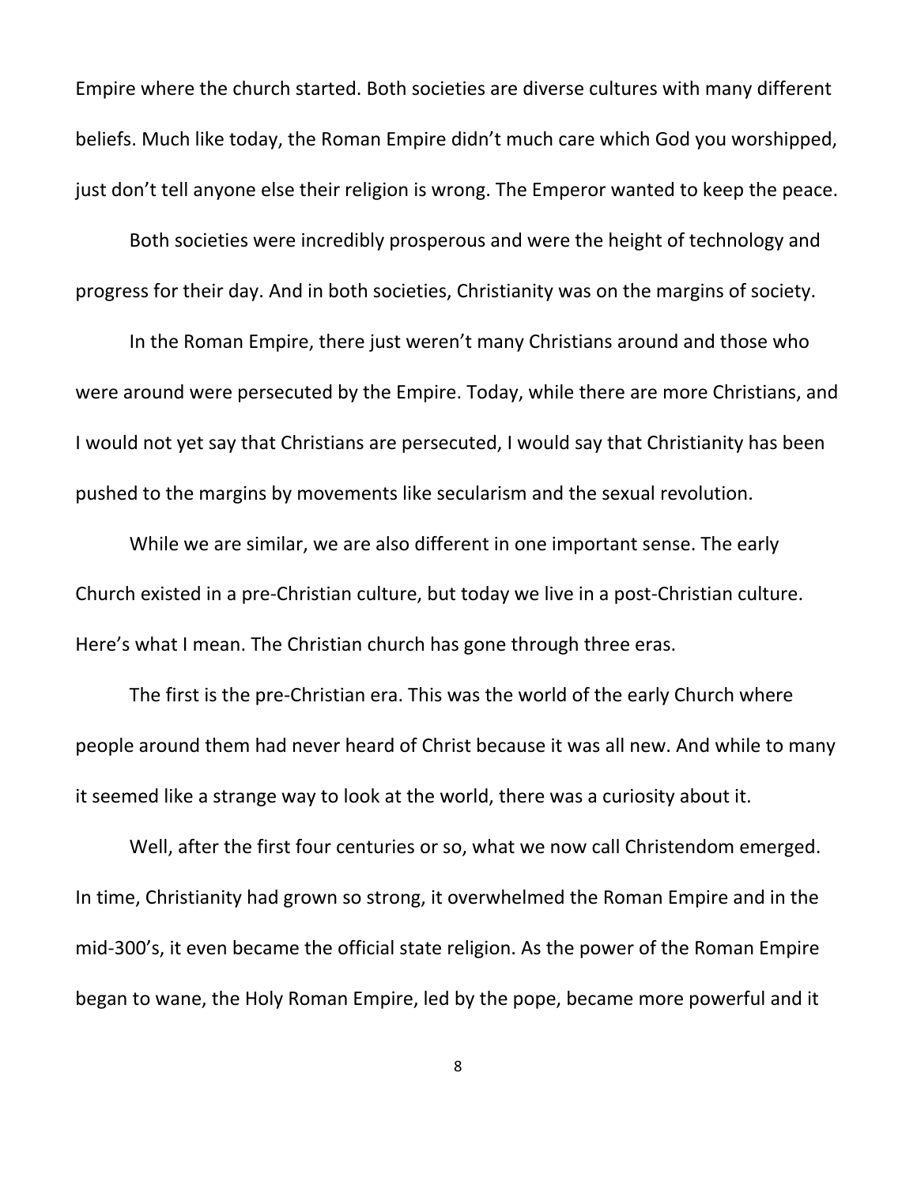Empire where the church started. Both societies are diverse cultures with many different beliefs. Much like today, the Roman Empire didn't much care which God you worshipped, just don't tell anyone else their religion is wrong. The Emperor wanted to keep the peace.

Both societies were incredibly prosperous and were the height of technology and progress for their day. And in both societies, Christianity was on the margins of society.

In the Roman Empire, there just weren't many Christians around and those who were around were persecuted by the Empire. Today, while there are more Christians, and I would not yet say that Christians are persecuted, I would say that Christianity has been pushed to the margins by movements like secularism and the sexual revolution.

While we are similar, we are also different in one important sense. The early Church existed in a pre-Christian culture, but today we live in a post-Christian culture. Here's what I mean. The Christian church has gone through three eras.

The first is the pre-Christian era. This was the world of the early Church where people around them had never heard of Christ because it was all new. And while to many it seemed like a strange way to look at the world, there was a curiosity about it.

Well, after the first four centuries or so, what we now call Christendom emerged. In time, Christianity had grown so strong, it overwhelmed the Roman Empire and in the mid-300's, it even became the official state religion. As the power of the Roman Empire began to wane, the Holy Roman Empire, led by the pope, became more powerful and it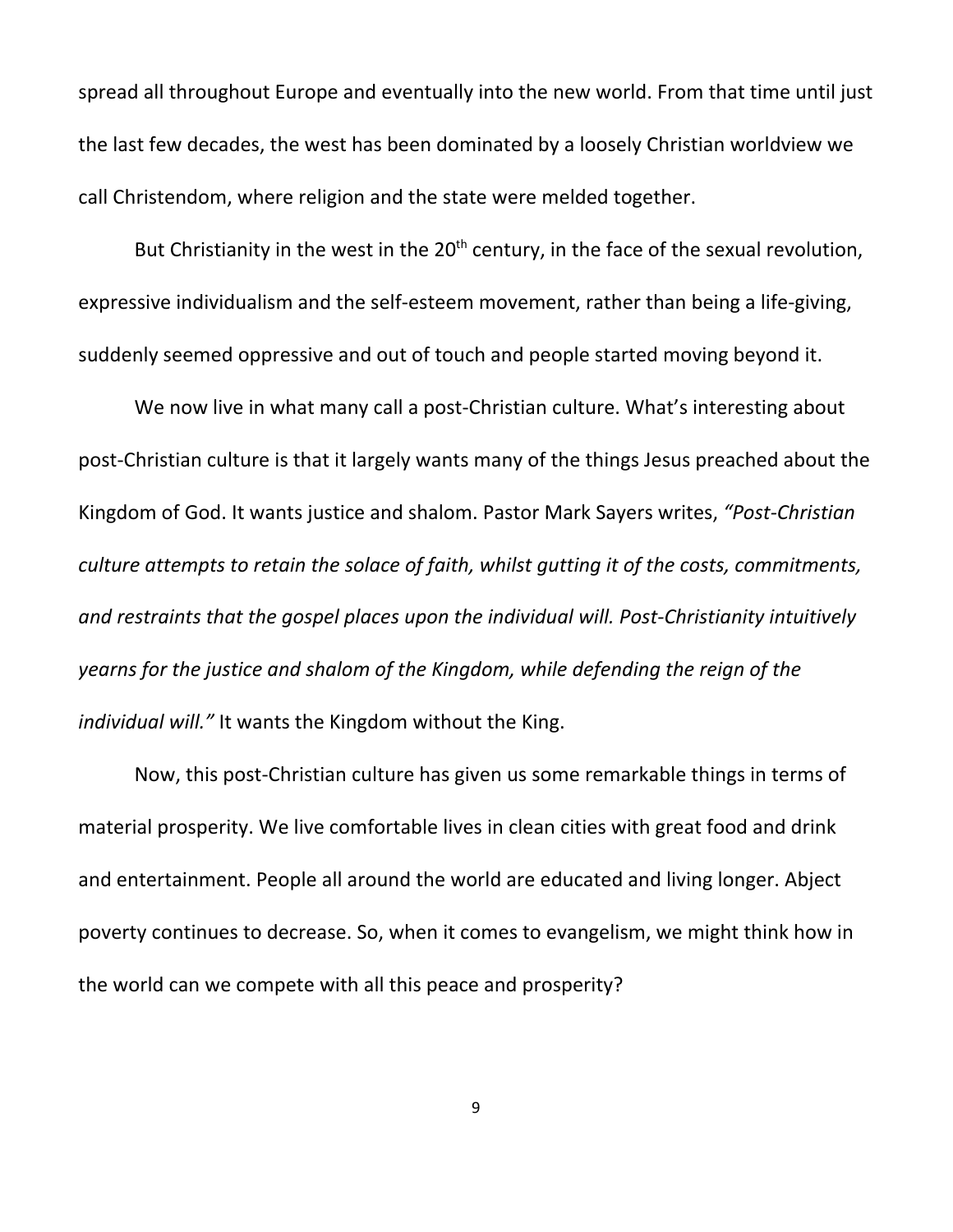spread all throughout Europe and eventually into the new world. From that time until just the last few decades, the west has been dominated by a loosely Christian worldview we call Christendom, where religion and the state were melded together.

But Christianity in the west in the 20th century, in the face of the sexual revolution, expressive individualism and the self-esteem movement, rather than being a life-giving, suddenly seemed oppressive and out of touch and people started moving beyond it.

We now live in what many call a post-Christian culture. What's interesting about post-Christian culture is that it largely wants many of the things Jesus preached about the Kingdom of God. It wants justice and shalom. Pastor Mark Sayers writes, *"Post-Christian culture attempts to retain the solace of faith, whilst gutting it of the costs, commitments, and restraints that the gospel places upon the individual will. Post-Christianity intuitively yearns for the justice and shalom of the Kingdom, while defending the reign of the individual will."* It wants the Kingdom without the King.

Now, this post-Christian culture has given us some remarkable things in terms of material prosperity. We live comfortable lives in clean cities with great food and drink and entertainment. People all around the world are educated and living longer. Abject poverty continues to decrease. So, when it comes to evangelism, we might think how in the world can we compete with all this peace and prosperity?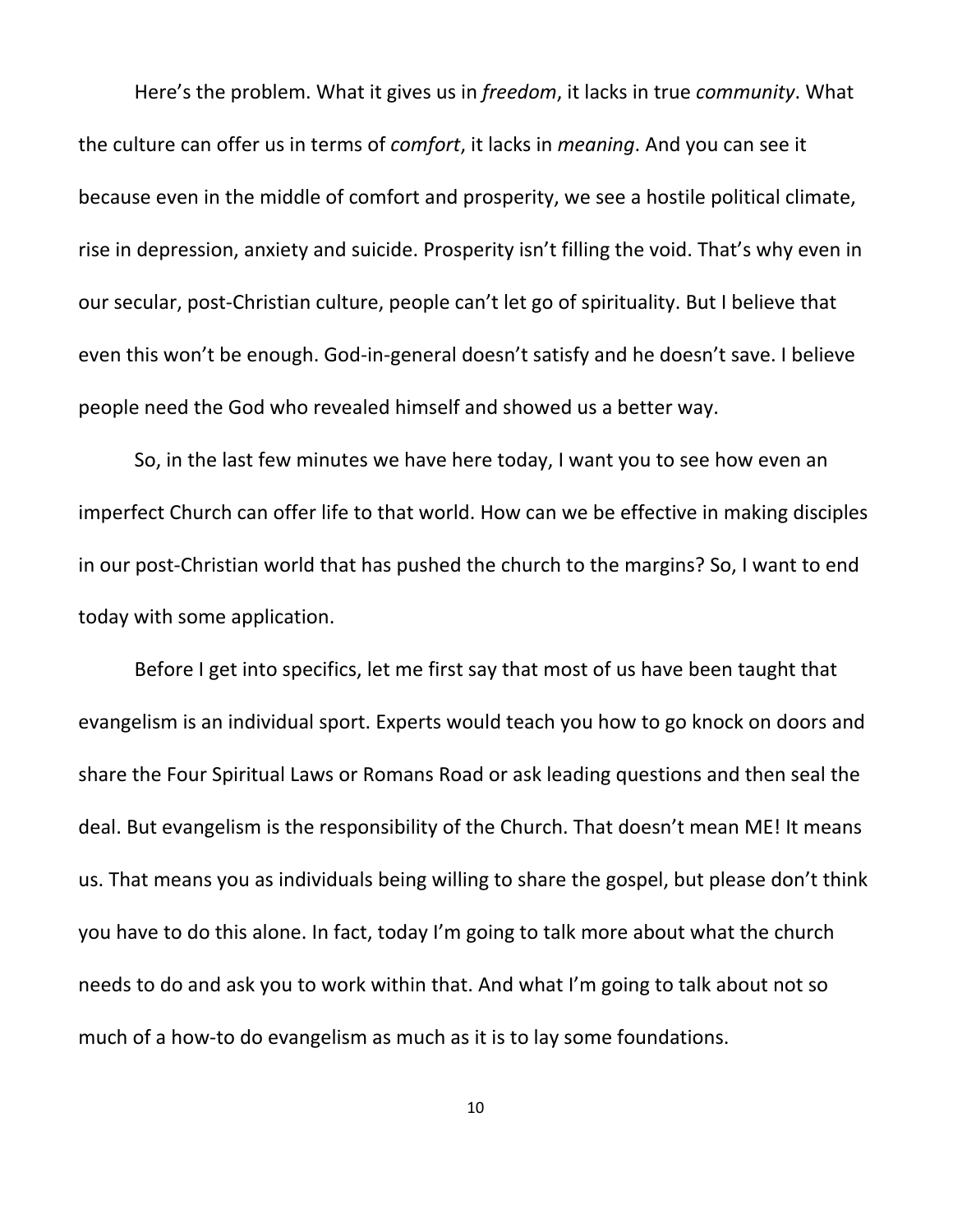Here's the problem. What it gives us in *freedom*, it lacks in true *community*. What the culture can offer us in terms of *comfort*, it lacks in *meaning*. And you can see it because even in the middle of comfort and prosperity, we see a hostile political climate, rise in depression, anxiety and suicide. Prosperity isn't filling the void. That's why even in our secular, post-Christian culture, people can't let go of spirituality. But I believe that even this won't be enough. God-in-general doesn't satisfy and he doesn't save. I believe people need the God who revealed himself and showed us a better way.

So, in the last few minutes we have here today, I want you to see how even an imperfect Church can offer life to that world. How can we be effective in making disciples in our post-Christian world that has pushed the church to the margins? So, I want to end today with some application.

Before I get into specifics, let me first say that most of us have been taught that evangelism is an individual sport. Experts would teach you how to go knock on doors and share the Four Spiritual Laws or Romans Road or ask leading questions and then seal the deal. But evangelism is the responsibility of the Church. That doesn't mean ME! It means us. That means you as individuals being willing to share the gospel, but please don't think you have to do this alone. In fact, today I'm going to talk more about what the church needs to do and ask you to work within that. And what I'm going to talk about not so much of a how-to do evangelism as much as it is to lay some foundations.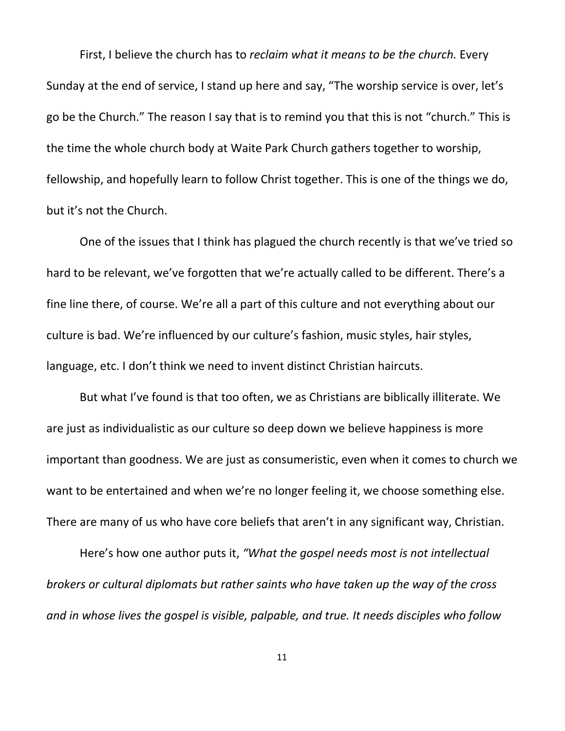First, I believe the church has to *reclaim what it means to be the church.* Every Sunday at the end of service, I stand up here and say, "The worship service is over, let's go be the Church." The reason I say that is to remind you that this is not "church." This is the time the whole church body at Waite Park Church gathers together to worship, fellowship, and hopefully learn to follow Christ together. This is one of the things we do, but it's not the Church.

One of the issues that I think has plagued the church recently is that we've tried so hard to be relevant, we've forgotten that we're actually called to be different. There's a fine line there, of course. We're all a part of this culture and not everything about our culture is bad. We're influenced by our culture's fashion, music styles, hair styles, language, etc. I don't think we need to invent distinct Christian haircuts.

But what I've found is that too often, we as Christians are biblically illiterate. We are just as individualistic as our culture so deep down we believe happiness is more important than goodness. We are just as consumeristic, even when it comes to church we want to be entertained and when we're no longer feeling it, we choose something else. There are many of us who have core beliefs that aren't in any significant way, Christian.

Here's how one author puts it, *"What the gospel needs most is not intellectual brokers or cultural diplomats but rather saints who have taken up the way of the cross and in whose lives the gospel is visible, palpable, and true. It needs disciples who follow*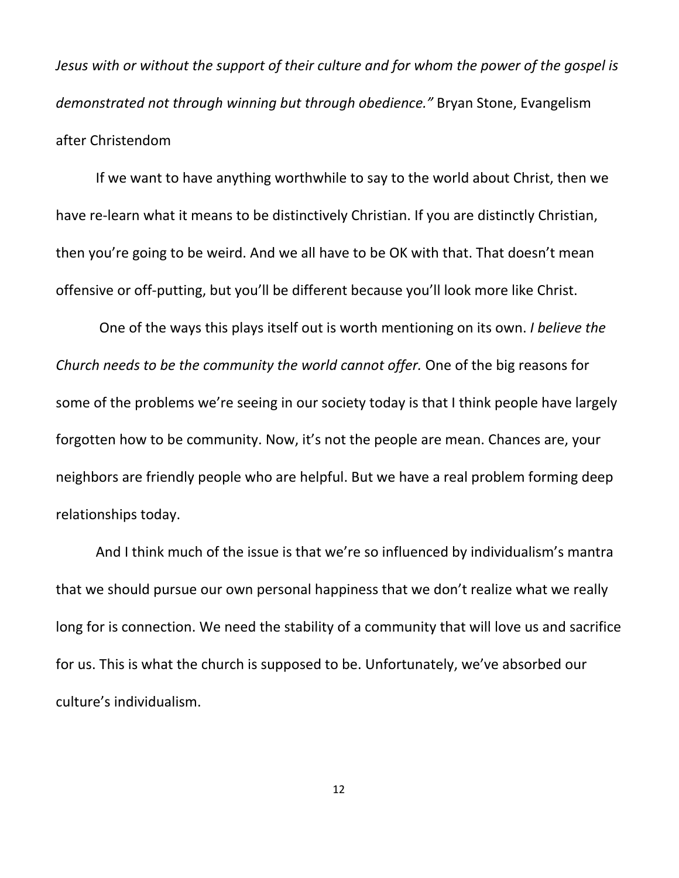*Jesus with or without the support of their culture and for whom the power of the gospel is demonstrated not through winning but through obedience."* Bryan Stone, Evangelism after Christendom

If we want to have anything worthwhile to say to the world about Christ, then we have re-learn what it means to be distinctively Christian. If you are distinctly Christian, then you're going to be weird. And we all have to be OK with that. That doesn't mean offensive or off-putting, but you'll be different because you'll look more like Christ.

One of the ways this plays itself out is worth mentioning on its own. *I believe the Church needs to be the community the world cannot offer.* One of the big reasons for some of the problems we're seeing in our society today is that I think people have largely forgotten how to be community. Now, it's not the people are mean. Chances are, your neighbors are friendly people who are helpful. But we have a real problem forming deep relationships today.

And I think much of the issue is that we're so influenced by individualism's mantra that we should pursue our own personal happiness that we don't realize what we really long for is connection. We need the stability of a community that will love us and sacrifice for us. This is what the church is supposed to be. Unfortunately, we've absorbed our culture's individualism.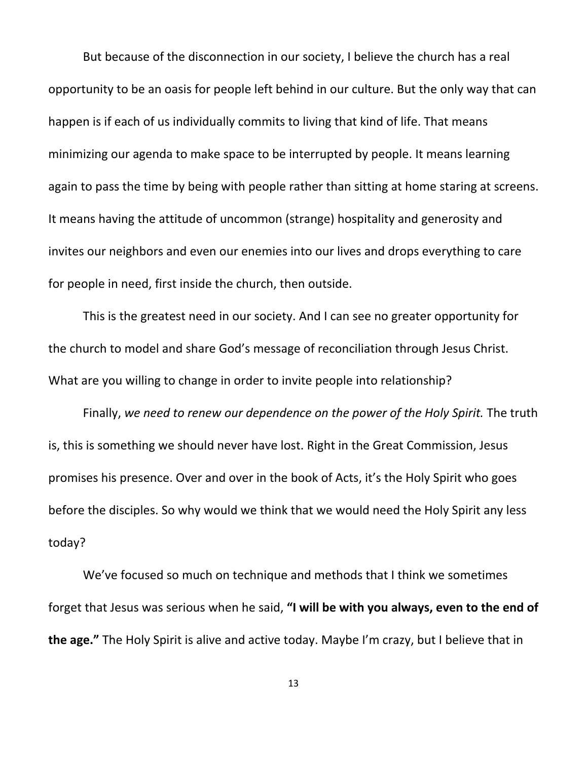But because of the disconnection in our society, I believe the church has a real opportunity to be an oasis for people left behind in our culture. But the only way that can happen is if each of us individually commits to living that kind of life. That means minimizing our agenda to make space to be interrupted by people. It means learning again to pass the time by being with people rather than sitting at home staring at screens. It means having the attitude of uncommon (strange) hospitality and generosity and invites our neighbors and even our enemies into our lives and drops everything to care for people in need, first inside the church, then outside.

This is the greatest need in our society. And I can see no greater opportunity for the church to model and share God's message of reconciliation through Jesus Christ. What are you willing to change in order to invite people into relationship?

Finally, *we need to renew our dependence on the power of the Holy Spirit.* The truth is, this is something we should never have lost. Right in the Great Commission, Jesus promises his presence. Over and over in the book of Acts, it's the Holy Spirit who goes before the disciples. So why would we think that we would need the Holy Spirit any less today?

We've focused so much on technique and methods that I think we sometimes forget that Jesus was serious when he said, **"I will be with you always, even to the end of the age."** The Holy Spirit is alive and active today. Maybe I'm crazy, but I believe that in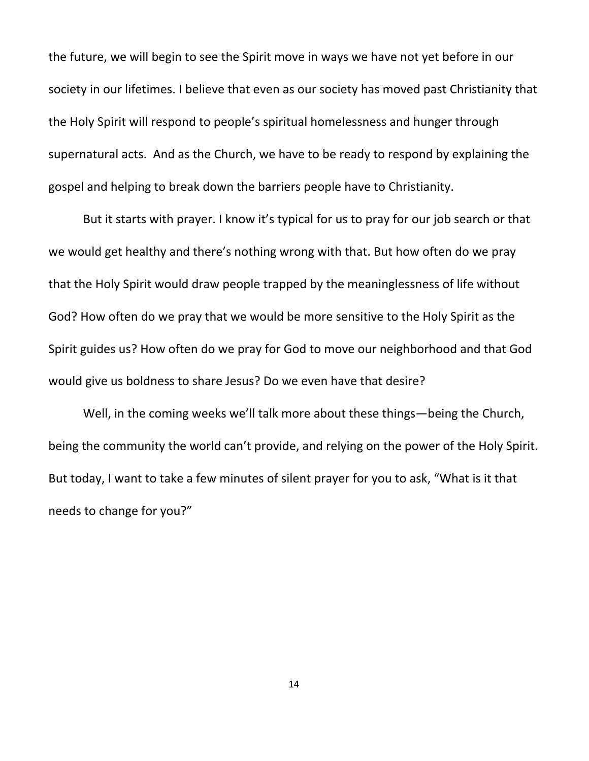the future, we will begin to see the Spirit move in ways we have not yet before in our society in our lifetimes. I believe that even as our society has moved past Christianity that the Holy Spirit will respond to people's spiritual homelessness and hunger through supernatural acts. And as the Church, we have to be ready to respond by explaining the gospel and helping to break down the barriers people have to Christianity.

But it starts with prayer. I know it's typical for us to pray for our job search or that we would get healthy and there's nothing wrong with that. But how often do we pray that the Holy Spirit would draw people trapped by the meaninglessness of life without God? How often do we pray that we would be more sensitive to the Holy Spirit as the Spirit guides us? How often do we pray for God to move our neighborhood and that God would give us boldness to share Jesus? Do we even have that desire?

Well, in the coming weeks we'll talk more about these things—being the Church, being the community the world can't provide, and relying on the power of the Holy Spirit. But today, I want to take a few minutes of silent prayer for you to ask, "What is it that needs to change for you?"